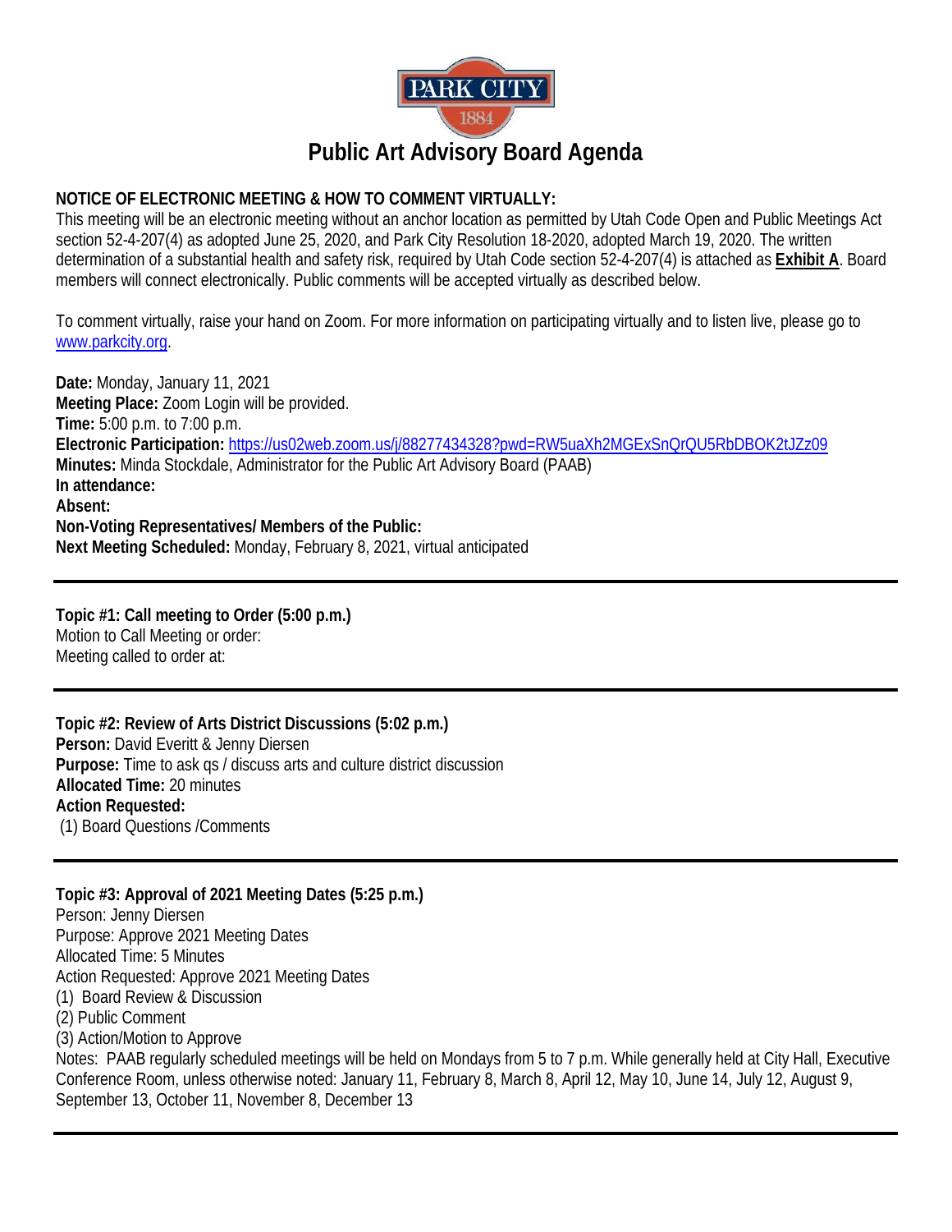# Public Art Advisory Board Agenda

**NOTICE OF ELECTRONIC MEETING & HOW TO COMMENT VIRTUALLY:**
This meeting will be an electronic meeting without an anchor location as permitted by Utah Code Open and Public Meetings Act section 52-4-207(4) as adopted June 25, 2020, and Park City Resolution 18-2020, adopted March 19, 2020. The written determination of a substantial health and safety risk, required by Utah Code section 52-4-207(4) is attached as **Exhibit A**. Board members will connect electronically. Public comments will be accepted virtually as described below.

To comment virtually, raise your hand on Zoom. For more information on participating virtually and to listen live, please go to [www.parkcity.org](www.parkcity.org).

**Date:** Monday, January 11, 2021
**Meeting Place:** Zoom Login will be provided.
**Time:** 5:00 p.m. to 7:00 p.m.
**Electronic Participation:** [https://us02web.zoom.us/j/88277434328?pwd=RW5uaXh2MGExSnQrQU5RbDBOK2tJZz09](https://us02web.zoom.us/j/88277434328?pwd=RW5uaXh2MGExSnQrQU5RbDBOK2tJZz09)
**Minutes:** Minda Stockdale, Administrator for the Public Art Advisory Board (PAAB)
**In attendance:**
**Absent:**
**Non-Voting Representatives/ Members of the Public:**
**Next Meeting Scheduled:** Monday, February 8, 2021, virtual anticipated

---

**Topic #1: Call meeting to Order (5:00 p.m.)**
Motion to Call Meeting or order:
Meeting called to order at:

---

**Topic #2: Review of Arts District Discussions (5:02 p.m.)**
**Person:** David Everitt & Jenny Diersen
**Purpose:** Time to ask qs / discuss arts and culture district discussion
**Allocated Time:** 20 minutes
**Action Requested:**
(1) Board Questions /Comments

---

**Topic #3: Approval of 2021 Meeting Dates (5:25 p.m.)**
Person: Jenny Diersen
Purpose: Approve 2021 Meeting Dates
Allocated Time: 5 Minutes
Action Requested: Approve 2021 Meeting Dates
(1) Board Review & Discussion
(2) Public Comment
(3) Action/Motion to Approve
Notes: PAAB regularly scheduled meetings will be held on Mondays from 5 to 7 p.m. While generally held at City Hall, Executive Conference Room, unless otherwise noted: January 11, February 8, March 8, April 12, May 10, June 14, July 12, August 9, September 13, October 11, November 8, December 13

---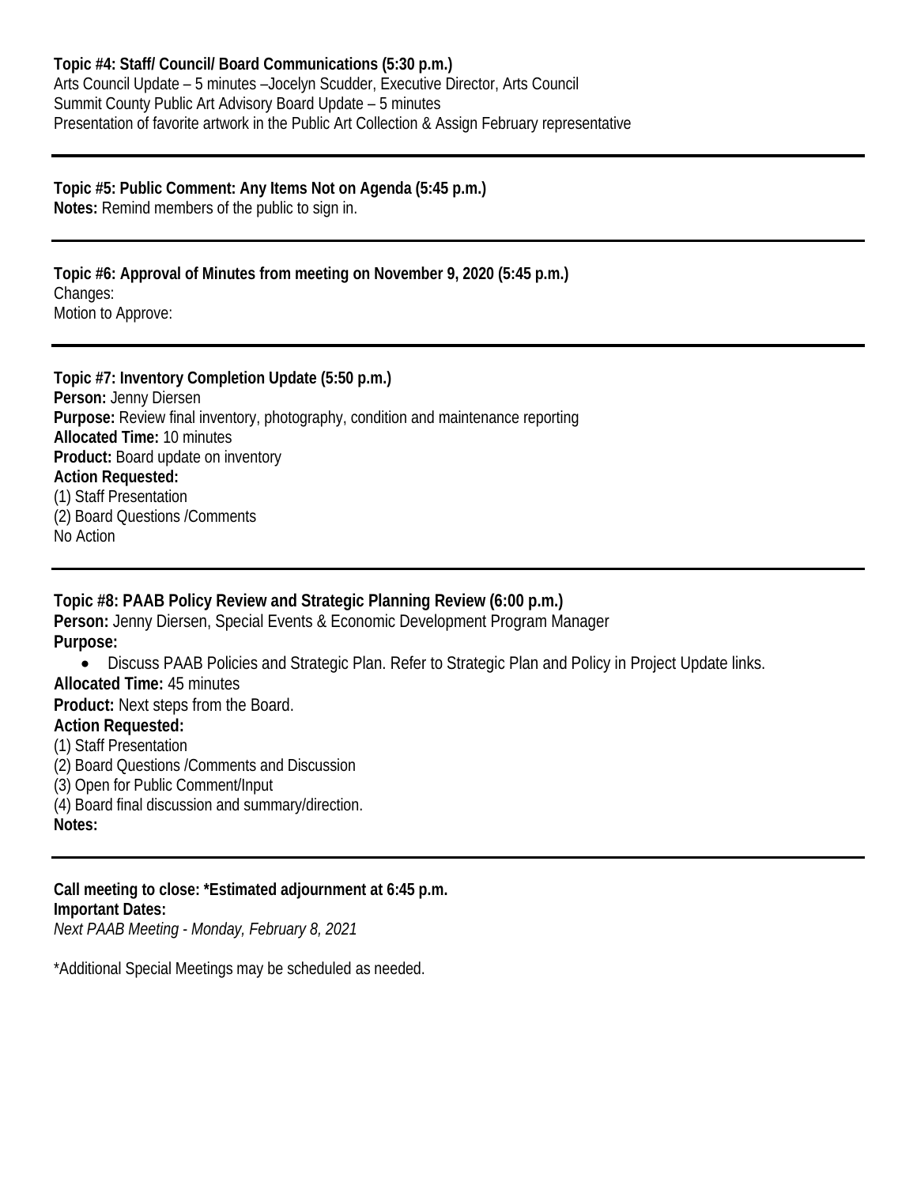**Topic #4: Staff/ Council/ Board Communications (5:30 p.m.)**
Arts Council Update – 5 minutes –Jocelyn Scudder, Executive Director, Arts Council
Summit County Public Art Advisory Board Update – 5 minutes
Presentation of favorite artwork in the Public Art Collection & Assign February representative

---

**Topic #5: Public Comment: Any Items Not on Agenda (5:45 p.m.)**
**Notes:** Remind members of the public to sign in.

---

**Topic #6: Approval of Minutes from meeting on November 9, 2020 (5:45 p.m.)**
Changes:
Motion to Approve:

---

**Topic #7: Inventory Completion Update (5:50 p.m.)**
**Person:** Jenny Diersen
**Purpose:** Review final inventory, photography, condition and maintenance reporting
**Allocated Time:** 10 minutes
**Product:** Board update on inventory
**Action Requested:**
(1) Staff Presentation
(2) Board Questions /Comments
No Action

---

**Topic #8: PAAB Policy Review and Strategic Planning Review (6:00 p.m.)**
**Person:** Jenny Diersen, Special Events & Economic Development Program Manager
**Purpose:**

- Discuss PAAB Policies and Strategic Plan. Refer to Strategic Plan and Policy in Project Update links.

**Allocated Time:** 45 minutes
**Product:** Next steps from the Board.
**Action Requested:**
(1) Staff Presentation
(2) Board Questions /Comments and Discussion
(3) Open for Public Comment/Input
(4) Board final discussion and summary/direction.
**Notes:**

---

**Call meeting to close: *Estimated adjournment at 6:45 p.m.**
**Important Dates:**
*Next PAAB Meeting - Monday, February 8, 2021*

*Additional Special Meetings may be scheduled as needed.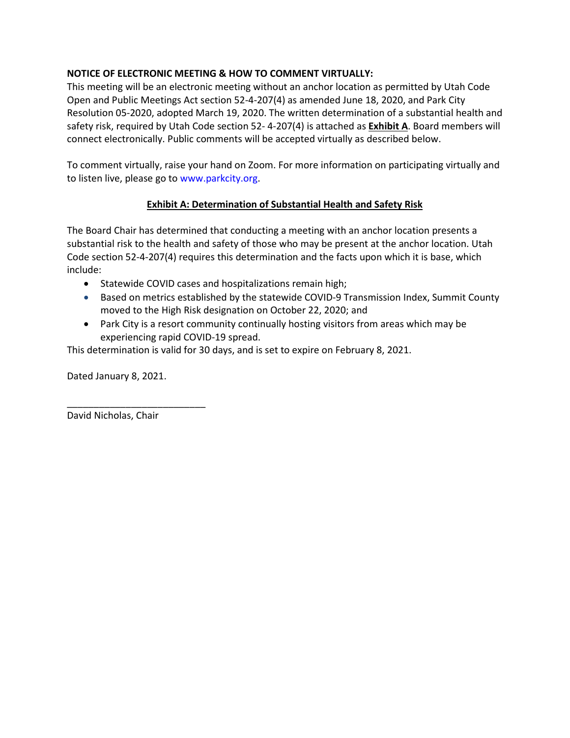**NOTICE OF ELECTRONIC MEETING & HOW TO COMMENT VIRTUALLY:**
This meeting will be an electronic meeting without an anchor location as permitted by Utah Code Open and Public Meetings Act section 52-4-207(4) as amended June 18, 2020, and Park City Resolution 05-2020, adopted March 19, 2020. The written determination of a substantial health and safety risk, required by Utah Code section 52- 4-207(4) is attached as **Exhibit A**. Board members will connect electronically. Public comments will be accepted virtually as described below.

To comment virtually, raise your hand on Zoom. For more information on participating virtually and to listen live, please go to www.parkcity.org.

**Exhibit A: Determination of Substantial Health and Safety Risk**

The Board Chair has determined that conducting a meeting with an anchor location presents a substantial risk to the health and safety of those who may be present at the anchor location. Utah Code section 52-4-207(4) requires this determination and the facts upon which it is base, which include:

- Statewide COVID cases and hospitalizations remain high;
- Based on metrics established by the statewide COVID-9 Transmission Index, Summit County moved to the High Risk designation on October 22, 2020; and
- Park City is a resort community continually hosting visitors from areas which may be experiencing rapid COVID-19 spread.

This determination is valid for 30 days, and is set to expire on February 8, 2021.

Dated January 8, 2021.

___________________________
David Nicholas, Chair